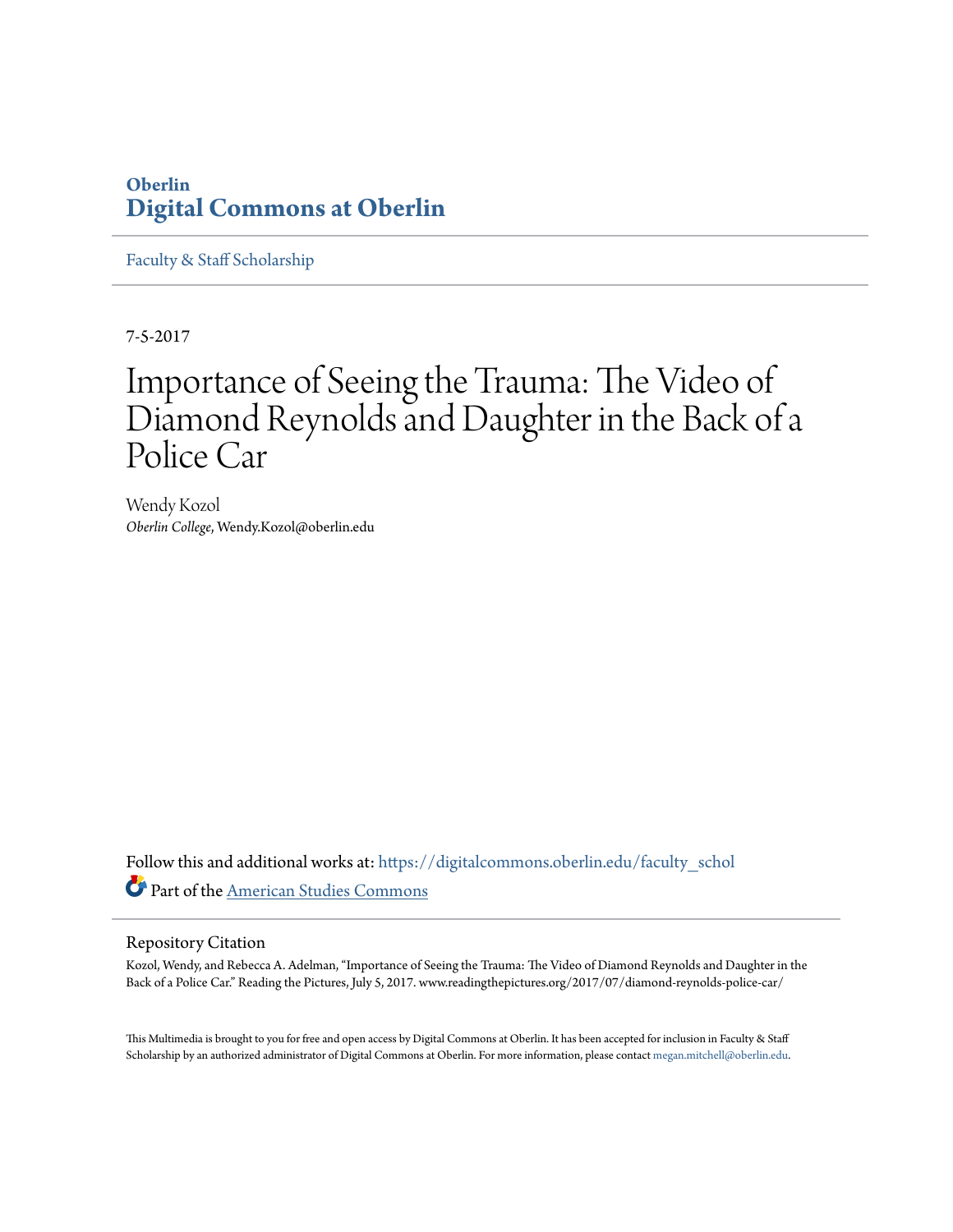Oberlin

**Digital Commons at Oberlin**

Faculty & Staff Scholarship

7-5-2017

# Importance of Seeing the Trauma: The Video of Diamond Reynolds and Daughter in the Back of a Police Car

Wendy Kozol
*Oberlin College*, Wendy.Kozol@oberlin.edu

Follow this and additional works at: https://digitalcommons.oberlin.edu/faculty_schol

Part of the American Studies Commons

## Repository Citation

Kozol, Wendy, and Rebecca A. Adelman, "Importance of Seeing the Trauma: The Video of Diamond Reynolds and Daughter in the Back of a Police Car." Reading the Pictures, July 5, 2017. www.readingthepictures.org/2017/07/diamond-reynolds-police-car/

This Multimedia is brought to you for free and open access by Digital Commons at Oberlin. It has been accepted for inclusion in Faculty & Staff Scholarship by an authorized administrator of Digital Commons at Oberlin. For more information, please contact megan.mitchell@oberlin.edu.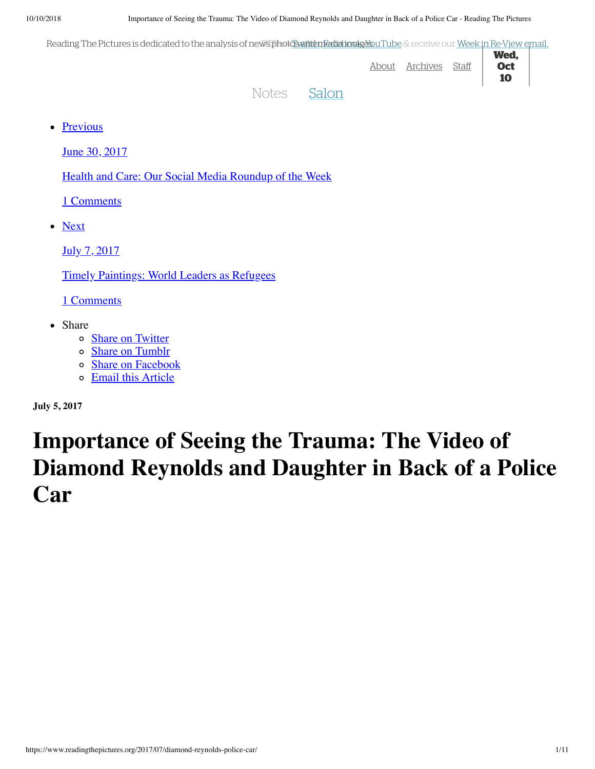Reading The Pictures is dedicated to the analysis of news photos and media images. Twitter, Facebook, YouTube & receive our Week in Re-View email.

About Archives Staff

Wed, Oct 10

Notes Salon

- Previous

  June 30, 2017

  Health and Care: Our Social Media Roundup of the Week

  1 Comments

- Next

  July 7, 2017

  Timely Paintings: World Leaders as Refugees

  1 Comments

- Share
  - Share on Twitter
  - Share on Tumblr
  - Share on Facebook
  - Email this Article

**July 5, 2017**

# Importance of Seeing the Trauma: The Video of Diamond Reynolds and Daughter in Back of a Police Car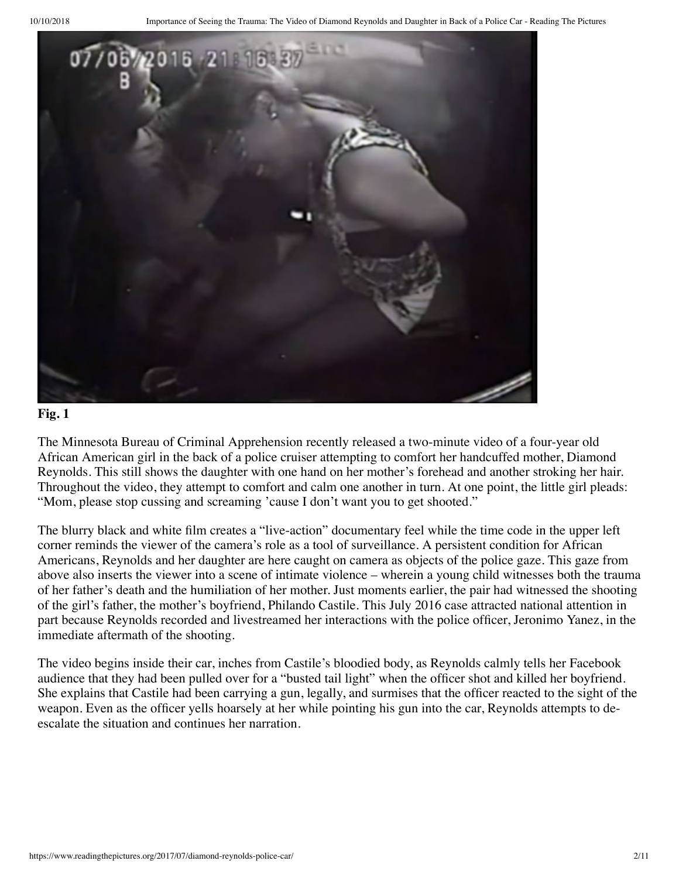**Fig. 1**

The Minnesota Bureau of Criminal Apprehension recently released a two-minute video of a four-year old African American girl in the back of a police cruiser attempting to comfort her handcuffed mother, Diamond Reynolds. This still shows the daughter with one hand on her mother's forehead and another stroking her hair. Throughout the video, they attempt to comfort and calm one another in turn. At one point, the little girl pleads: "Mom, please stop cussing and screaming 'cause I don't want you to get shooted."

The blurry black and white film creates a "live-action" documentary feel while the time code in the upper left corner reminds the viewer of the camera's role as a tool of surveillance. A persistent condition for African Americans, Reynolds and her daughter are here caught on camera as objects of the police gaze. This gaze from above also inserts the viewer into a scene of intimate violence – wherein a young child witnesses both the trauma of her father's death and the humiliation of her mother. Just moments earlier, the pair had witnessed the shooting of the girl's father, the mother's boyfriend, Philando Castile. This July 2016 case attracted national attention in part because Reynolds recorded and livestreamed her interactions with the police officer, Jeronimo Yanez, in the immediate aftermath of the shooting.

The video begins inside their car, inches from Castile's bloodied body, as Reynolds calmly tells her Facebook audience that they had been pulled over for a "busted tail light" when the officer shot and killed her boyfriend. She explains that Castile had been carrying a gun, legally, and surmises that the officer reacted to the sight of the weapon. Even as the officer yells hoarsely at her while pointing his gun into the car, Reynolds attempts to de-escalate the situation and continues her narration.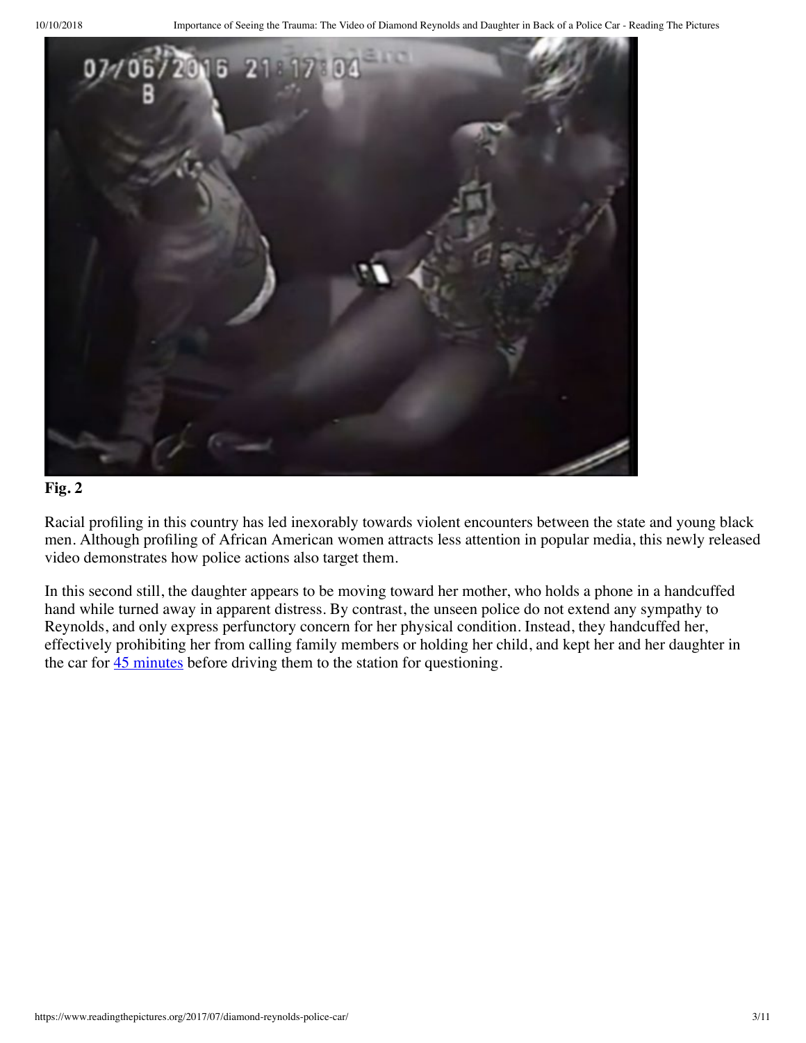**Fig. 2**

Racial profiling in this country has led inexorably towards violent encounters between the state and young black men. Although profiling of African American women attracts less attention in popular media, this newly released video demonstrates how police actions also target them.

In this second still, the daughter appears to be moving toward her mother, who holds a phone in a handcuffed hand while turned away in apparent distress. By contrast, the unseen police do not extend any sympathy to Reynolds, and only express perfunctory concern for her physical condition. Instead, they handcuffed her, effectively prohibiting her from calling family members or holding her child, and kept her and her daughter in the car for 45 minutes before driving them to the station for questioning.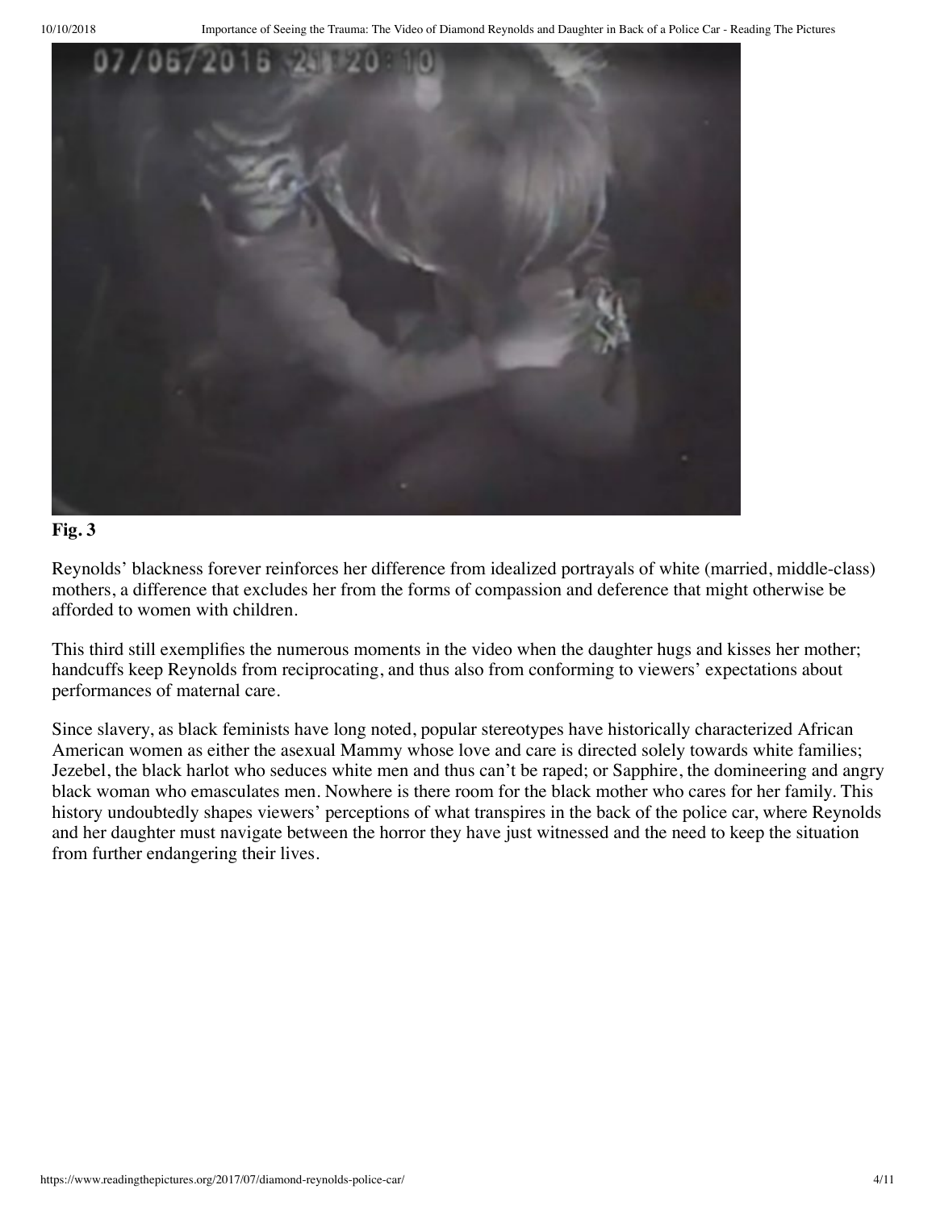**Fig. 3**

Reynolds' blackness forever reinforces her difference from idealized portrayals of white (married, middle-class) mothers, a difference that excludes her from the forms of compassion and deference that might otherwise be afforded to women with children.

This third still exemplifies the numerous moments in the video when the daughter hugs and kisses her mother; handcuffs keep Reynolds from reciprocating, and thus also from conforming to viewers' expectations about performances of maternal care.

Since slavery, as black feminists have long noted, popular stereotypes have historically characterized African American women as either the asexual Mammy whose love and care is directed solely towards white families; Jezebel, the black harlot who seduces white men and thus can't be raped; or Sapphire, the domineering and angry black woman who emasculates men. Nowhere is there room for the black mother who cares for her family. This history undoubtedly shapes viewers' perceptions of what transpires in the back of the police car, where Reynolds and her daughter must navigate between the horror they have just witnessed and the need to keep the situation from further endangering their lives.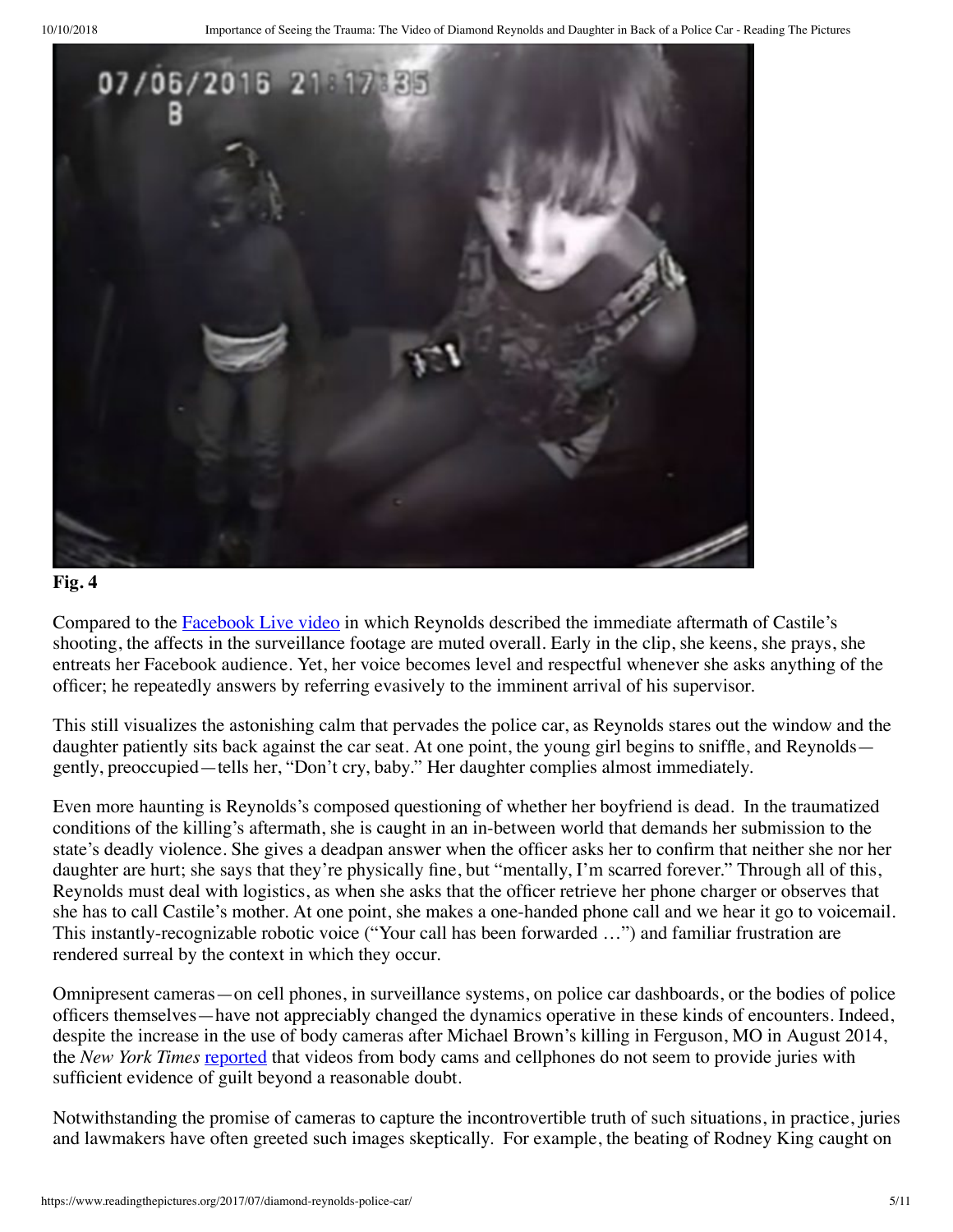**Fig. 4**

Compared to the [Facebook Live video](#) in which Reynolds described the immediate aftermath of Castile's shooting, the affects in the surveillance footage are muted overall. Early in the clip, she keens, she prays, she entreats her Facebook audience. Yet, her voice becomes level and respectful whenever she asks anything of the officer; he repeatedly answers by referring evasively to the imminent arrival of his supervisor.

This still visualizes the astonishing calm that pervades the police car, as Reynolds stares out the window and the daughter patiently sits back against the car seat. At one point, the young girl begins to sniffle, and Reynolds—gently, preoccupied—tells her, "Don't cry, baby." Her daughter complies almost immediately.

Even more haunting is Reynolds's composed questioning of whether her boyfriend is dead. In the traumatized conditions of the killing's aftermath, she is caught in an in-between world that demands her submission to the state's deadly violence. She gives a deadpan answer when the officer asks her to confirm that neither she nor her daughter are hurt; she says that they're physically fine, but "mentally, I'm scarred forever." Through all of this, Reynolds must deal with logistics, as when she asks that the officer retrieve her phone charger or observes that she has to call Castile's mother. At one point, she makes a one-handed phone call and we hear it go to voicemail. This instantly-recognizable robotic voice ("Your call has been forwarded …") and familiar frustration are rendered surreal by the context in which they occur.

Omnipresent cameras—on cell phones, in surveillance systems, on police car dashboards, or the bodies of police officers themselves—have not appreciably changed the dynamics operative in these kinds of encounters. Indeed, despite the increase in the use of body cameras after Michael Brown's killing in Ferguson, MO in August 2014, the *New York Times* [reported](#) that videos from body cams and cellphones do not seem to provide juries with sufficient evidence of guilt beyond a reasonable doubt.

Notwithstanding the promise of cameras to capture the incontrovertible truth of such situations, in practice, juries and lawmakers have often greeted such images skeptically. For example, the beating of Rodney King caught on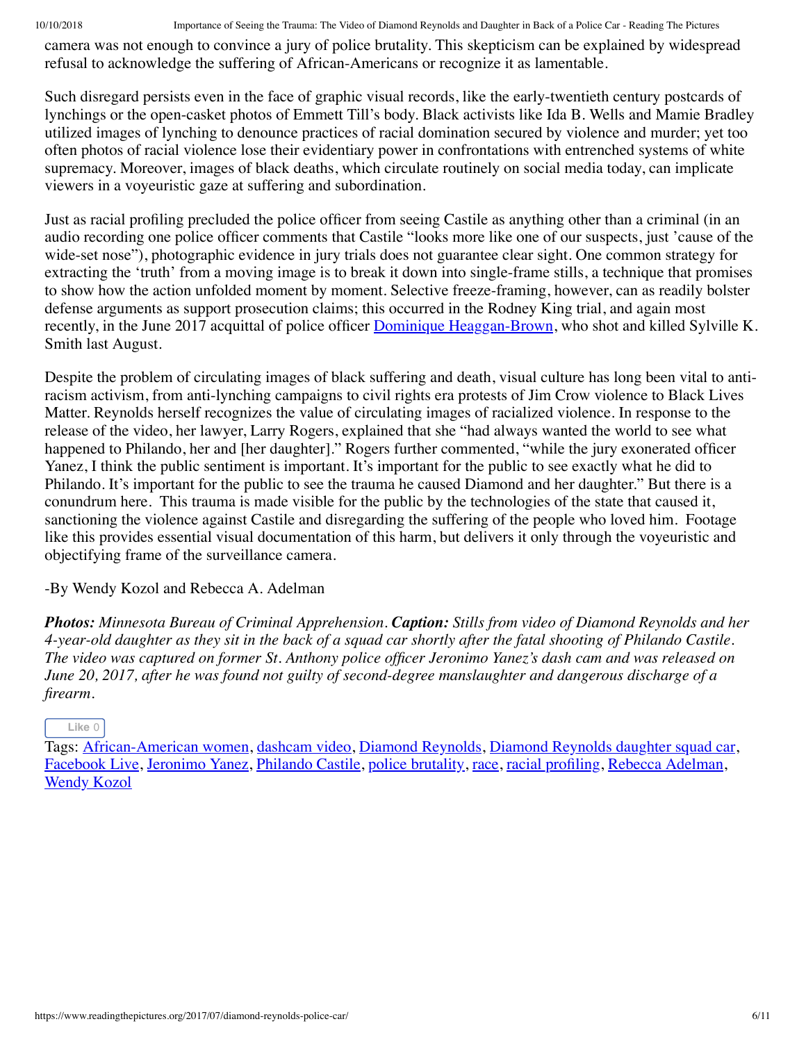camera was not enough to convince a jury of police brutality. This skepticism can be explained by widespread refusal to acknowledge the suffering of African-Americans or recognize it as lamentable.

Such disregard persists even in the face of graphic visual records, like the early-twentieth century postcards of lynchings or the open-casket photos of Emmett Till's body. Black activists like Ida B. Wells and Mamie Bradley utilized images of lynching to denounce practices of racial domination secured by violence and murder; yet too often photos of racial violence lose their evidentiary power in confrontations with entrenched systems of white supremacy. Moreover, images of black deaths, which circulate routinely on social media today, can implicate viewers in a voyeuristic gaze at suffering and subordination.

Just as racial profiling precluded the police officer from seeing Castile as anything other than a criminal (in an audio recording one police officer comments that Castile "looks more like one of our suspects, just 'cause of the wide-set nose"), photographic evidence in jury trials does not guarantee clear sight. One common strategy for extracting the 'truth' from a moving image is to break it down into single-frame stills, a technique that promises to show how the action unfolded moment by moment. Selective freeze-framing, however, can as readily bolster defense arguments as support prosecution claims; this occurred in the Rodney King trial, and again most recently, in the June 2017 acquittal of police officer [Dominique Heaggan-Brown](), who shot and killed Sylville K. Smith last August.

Despite the problem of circulating images of black suffering and death, visual culture has long been vital to anti-racism activism, from anti-lynching campaigns to civil rights era protests of Jim Crow violence to Black Lives Matter. Reynolds herself recognizes the value of circulating images of racialized violence. In response to the release of the video, her lawyer, Larry Rogers, explained that she "had always wanted the world to see what happened to Philando, her and [her daughter]." Rogers further commented, "while the jury exonerated officer Yanez, I think the public sentiment is important. It's important for the public to see exactly what he did to Philando. It's important for the public to see the trauma he caused Diamond and her daughter." But there is a conundrum here. This trauma is made visible for the public by the technologies of the state that caused it, sanctioning the violence against Castile and disregarding the suffering of the people who loved him. Footage like this provides essential visual documentation of this harm, but delivers it only through the voyeuristic and objectifying frame of the surveillance camera.

-By Wendy Kozol and Rebecca A. Adelman

***Photos:*** *Minnesota Bureau of Criminal Apprehension.* ***Caption:*** *Stills from video of Diamond Reynolds and her 4-year-old daughter as they sit in the back of a squad car shortly after the fatal shooting of Philando Castile. The video was captured on former St. Anthony police officer Jeronimo Yanez's dash cam and was released on June 20, 2017, after he was found not guilty of second-degree manslaughter and dangerous discharge of a firearm.*

Like 0

Tags: African-American women, dashcam video, Diamond Reynolds, Diamond Reynolds daughter squad car, Facebook Live, Jeronimo Yanez, Philando Castile, police brutality, race, racial profiling, Rebecca Adelman, Wendy Kozol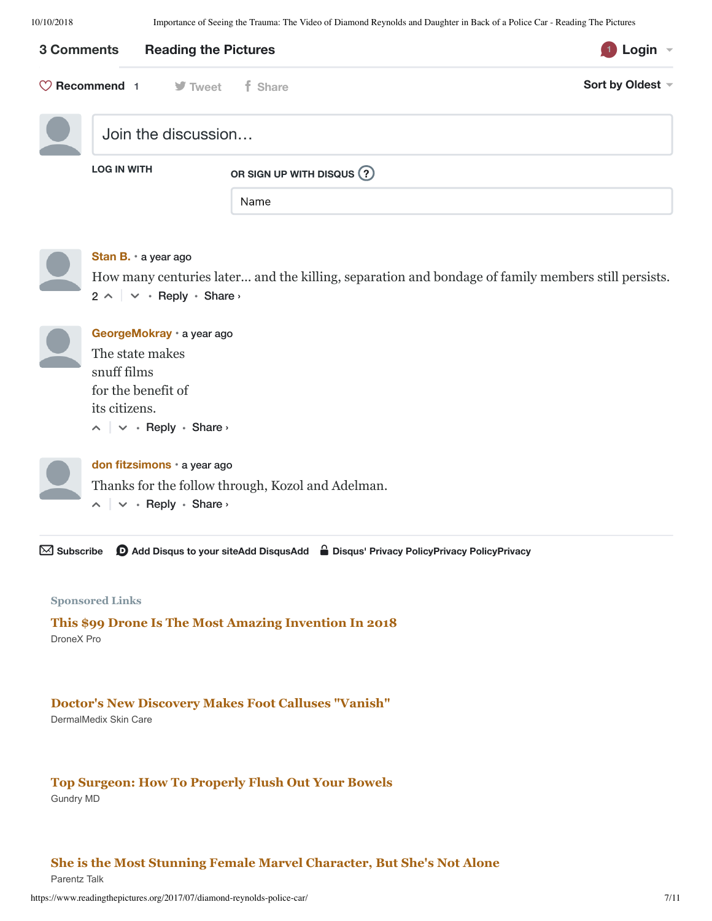3 Comments **Reading the Pictures** Login

Recommend 1 Tweet Share Sort by Oldest

Join the discussion…

LOG IN WITH

OR SIGN UP WITH DISQUS ?

Name

**Stan B.** • a year ago

How many centuries later... and the killing, separation and bondage of family members still persists.

2 • Reply • Share ›

**GeorgeMokray** • a year ago

The state makes
snuff films
for the benefit of
its citizens.

• Reply • Share ›

**don fitzsimons** • a year ago

Thanks for the follow through, Kozol and Adelman.

• Reply • Share ›

Subscribe Add Disqus to your siteAdd DisqusAdd Disqus' Privacy PolicyPrivacy PolicyPrivacy

**Sponsored Links**

**This $99 Drone Is The Most Amazing Invention In 2018**
DroneX Pro

**Doctor's New Discovery Makes Foot Calluses "Vanish"**
DermalMedix Skin Care

**Top Surgeon: How To Properly Flush Out Your Bowels**
Gundry MD

**She is the Most Stunning Female Marvel Character, But She's Not Alone**
Parentz Talk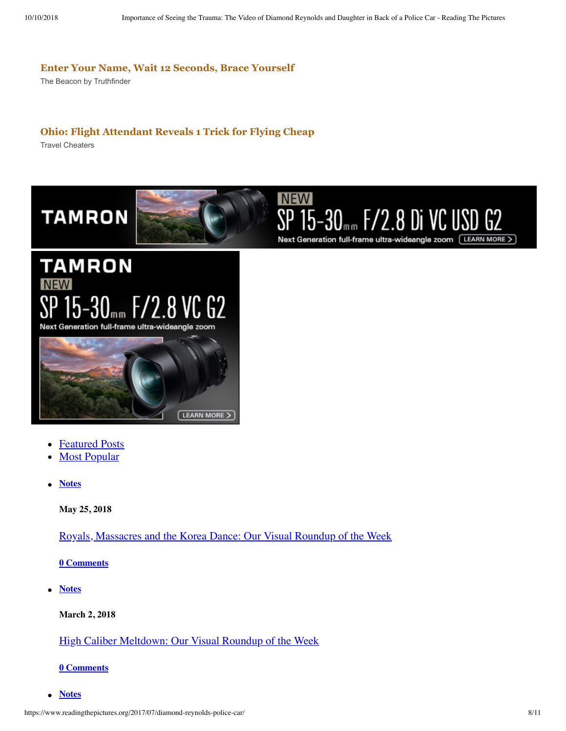**Enter Your Name, Wait 12 Seconds, Brace Yourself**

The Beacon by Truthfinder

**Ohio: Flight Attendant Reveals 1 Trick for Flying Cheap**

Travel Cheaters

- Featured Posts
- Most Popular

- **Notes**

  **May 25, 2018**

  Royals, Massacres and the Korea Dance: Our Visual Roundup of the Week

  **0 Comments**

- **Notes**

  **March 2, 2018**

  High Caliber Meltdown: Our Visual Roundup of the Week

  **0 Comments**

- **Notes**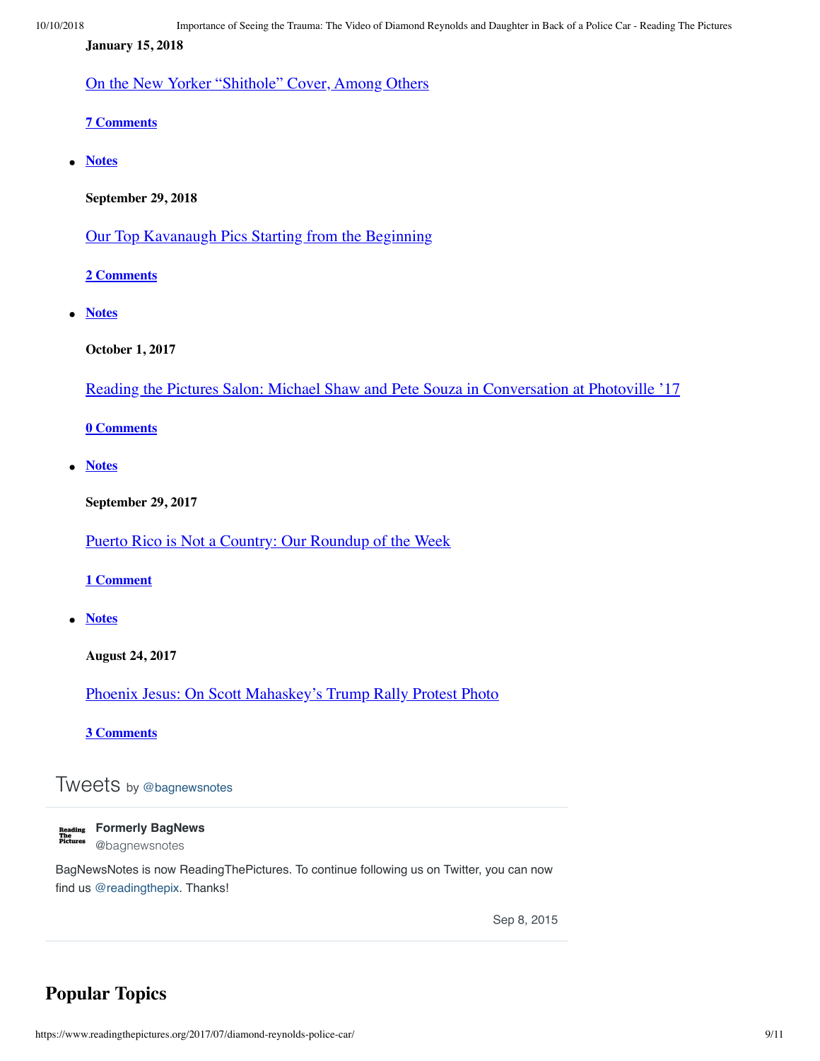**January 15, 2018**

[On the New Yorker “Shithole” Cover, Among Others]

**[7 Comments]**

- **[Notes]**

  **September 29, 2018**

  [Our Top Kavanaugh Pics Starting from the Beginning]

  **[2 Comments]**

- **[Notes]**

  **October 1, 2017**

  [Reading the Pictures Salon: Michael Shaw and Pete Souza in Conversation at Photoville ’17]

  **[0 Comments]**

- **[Notes]**

  **September 29, 2017**

  [Puerto Rico is Not a Country: Our Roundup of the Week]

  **[1 Comment]**

- **[Notes]**

  **August 24, 2017**

  [Phoenix Jesus: On Scott Mahaskey’s Trump Rally Protest Photo]

  **[3 Comments]**

## Tweets by @bagnewsnotes

**Formerly BagNews**
@bagnewsnotes

BagNewsNotes is now ReadingThePictures. To continue following us on Twitter, you can now find us @readingthepix. Thanks!

Sep 8, 2015

## Popular Topics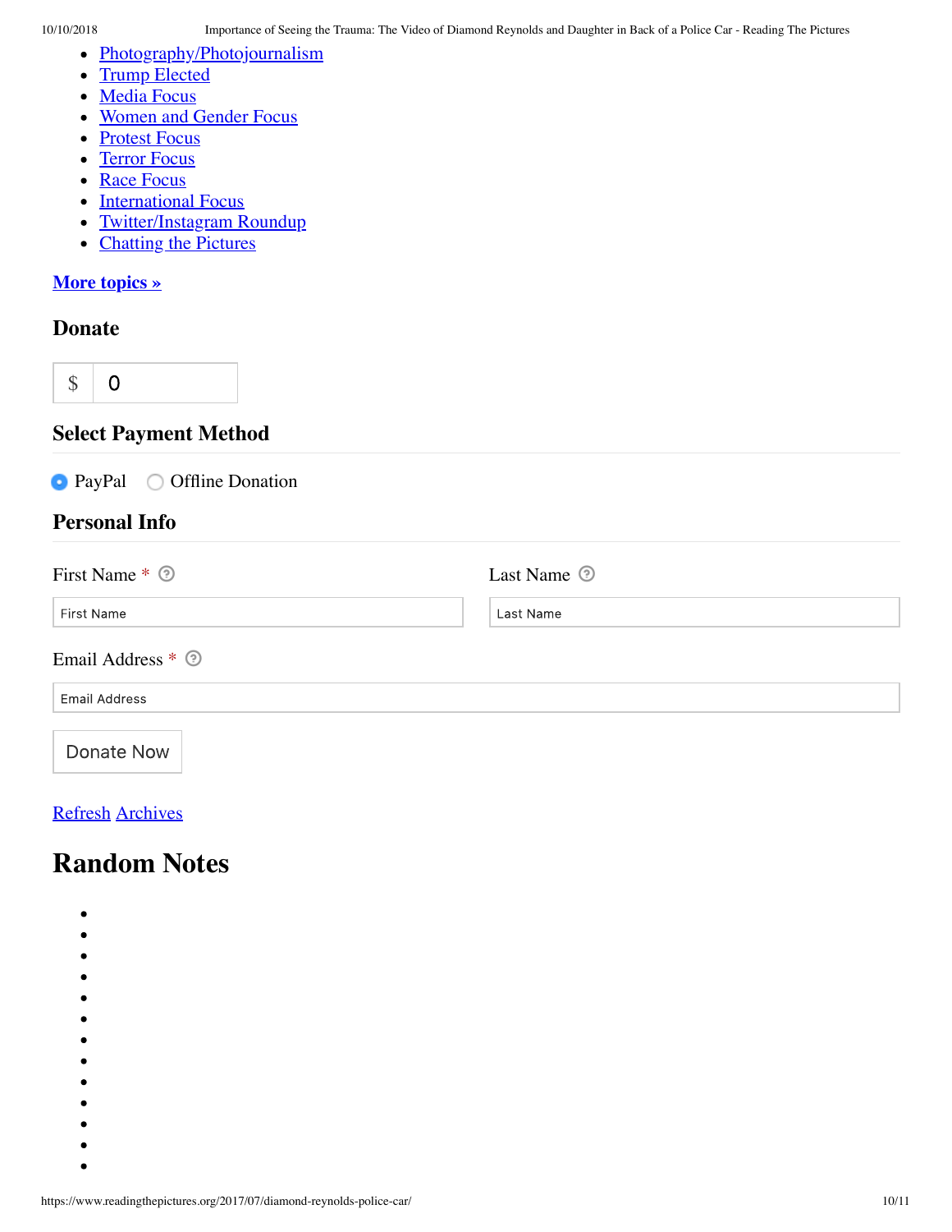- Photography/Photojournalism
- Trump Elected
- Media Focus
- Women and Gender Focus
- Protest Focus
- Terror Focus
- Race Focus
- International Focus
- Twitter/Instagram Roundup
- Chatting the Pictures

**More topics »**

### Donate

$ 0

### Select Payment Method

PayPal  Offline Donation

### Personal Info

First Name * 

First Name

Last Name 

Last Name

Email Address * 

Email Address

Donate Now

Refresh Archives

## Random Notes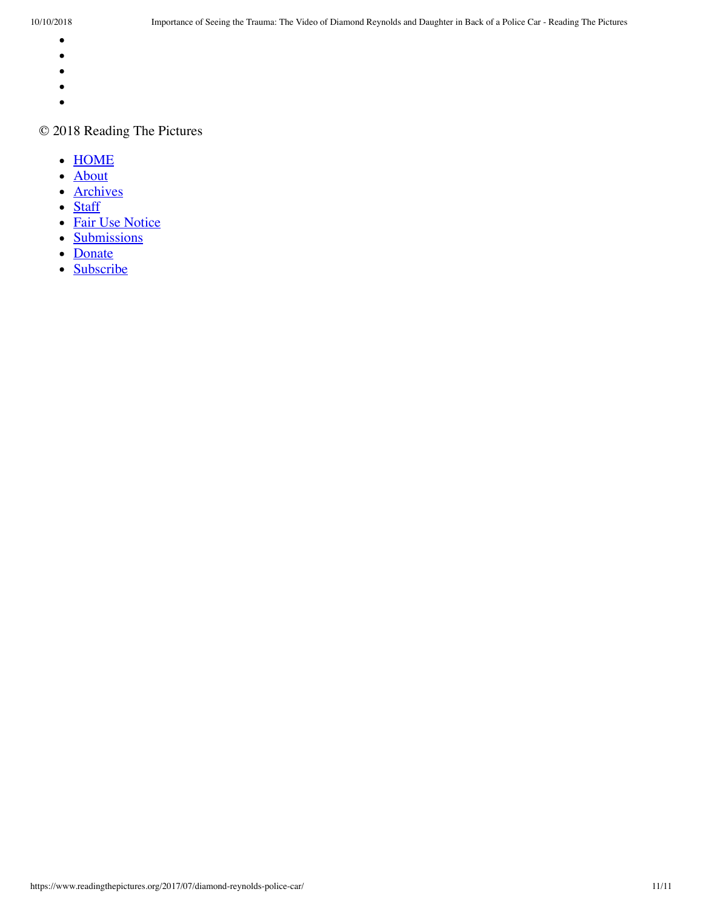© 2018 Reading The Pictures

- HOME
- About
- Archives
- Staff
- Fair Use Notice
- Submissions
- Donate
- Subscribe